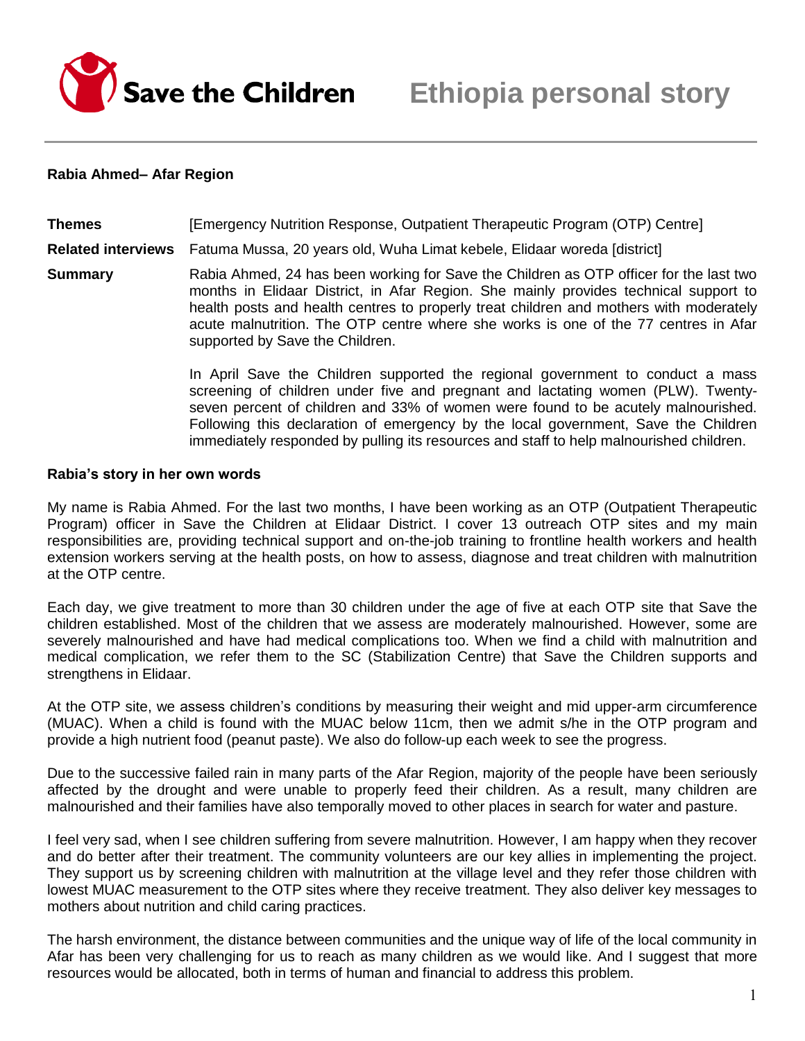# Save the Children — Ethiopia personal story

**Rabia Ahmed– Afar Region**

| | |
|---|---|
| **Themes** | [Emergency Nutrition Response, Outpatient Therapeutic Program (OTP) Centre] |
| **Related interviews** | Fatuma Mussa, 20 years old, Wuha Limat kebele, Elidaar woreda [district] |
| **Summary** | Rabia Ahmed, 24 has been working for Save the Children as OTP officer for the last two months in Elidaar District, in Afar Region. She mainly provides technical support to health posts and health centres to properly treat children and mothers with moderately acute malnutrition. The OTP centre where she works is one of the 77 centres in Afar supported by Save the Children.<br><br>In April Save the Children supported the regional government to conduct a mass screening of children under five and pregnant and lactating women (PLW). Twenty-seven percent of children and 33% of women were found to be acutely malnourished. Following this declaration of emergency by the local government, Save the Children immediately responded by pulling its resources and staff to help malnourished children. |

**Rabia's story in her own words**

My name is Rabia Ahmed. For the last two months, I have been working as an OTP (Outpatient Therapeutic Program) officer in Save the Children at Elidaar District. I cover 13 outreach OTP sites and my main responsibilities are, providing technical support and on-the-job training to frontline health workers and health extension workers serving at the health posts, on how to assess, diagnose and treat children with malnutrition at the OTP centre.

Each day, we give treatment to more than 30 children under the age of five at each OTP site that Save the children established. Most of the children that we assess are moderately malnourished. However, some are severely malnourished and have had medical complications too. When we find a child with malnutrition and medical complication, we refer them to the SC (Stabilization Centre) that Save the Children supports and strengthens in Elidaar.

At the OTP site, we assess children's conditions by measuring their weight and mid upper-arm circumference (MUAC). When a child is found with the MUAC below 11cm, then we admit s/he in the OTP program and provide a high nutrient food (peanut paste). We also do follow-up each week to see the progress.

Due to the successive failed rain in many parts of the Afar Region, majority of the people have been seriously affected by the drought and were unable to properly feed their children. As a result, many children are malnourished and their families have also temporally moved to other places in search for water and pasture.

I feel very sad, when I see children suffering from severe malnutrition. However, I am happy when they recover and do better after their treatment. The community volunteers are our key allies in implementing the project. They support us by screening children with malnutrition at the village level and they refer those children with lowest MUAC measurement to the OTP sites where they receive treatment. They also deliver key messages to mothers about nutrition and child caring practices.

The harsh environment, the distance between communities and the unique way of life of the local community in Afar has been very challenging for us to reach as many children as we would like. And I suggest that more resources would be allocated, both in terms of human and financial to address this problem.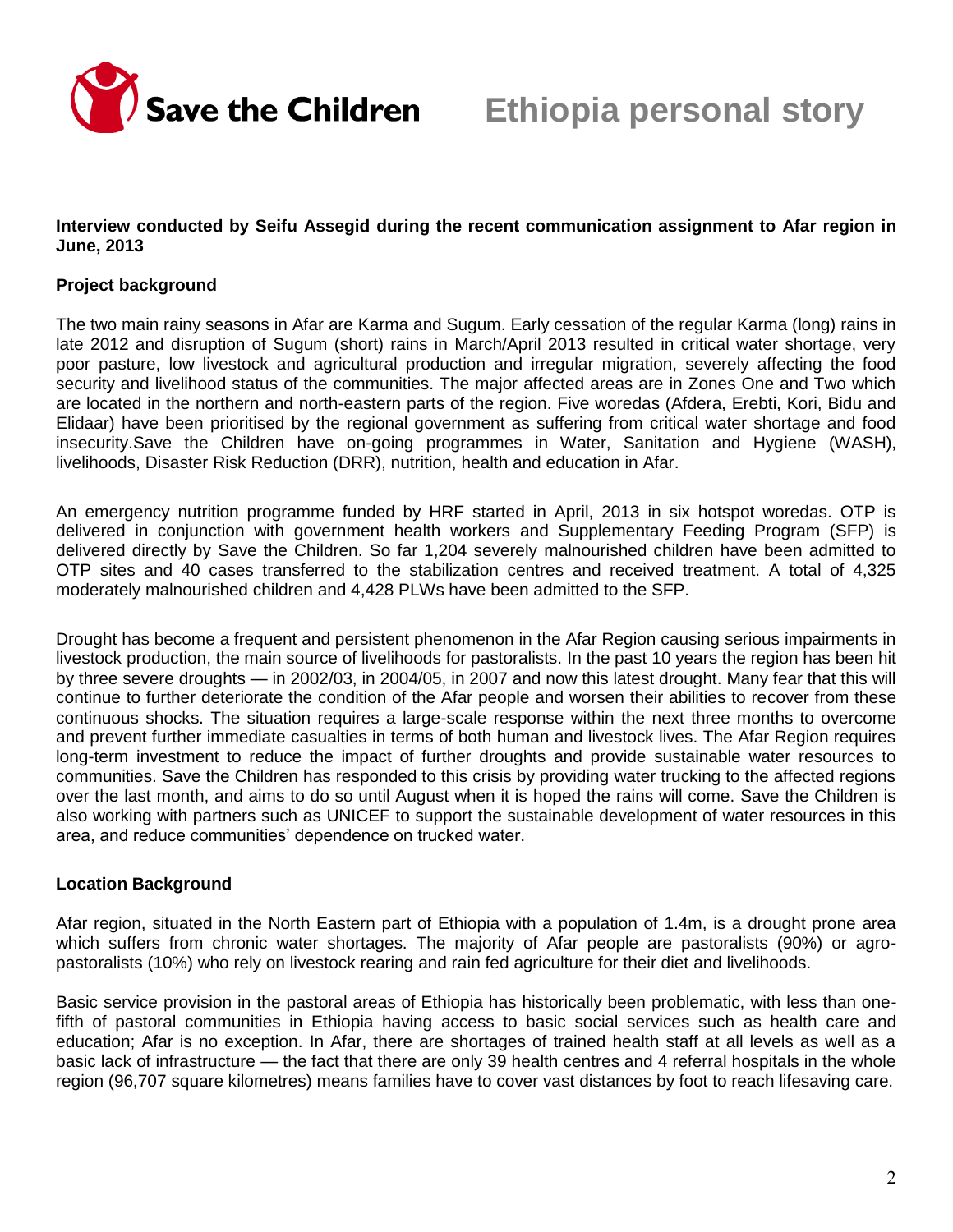**Interview conducted by Seifu Assegid during the recent communication assignment to Afar region in June, 2013**

## Project background

The two main rainy seasons in Afar are Karma and Sugum. Early cessation of the regular Karma (long) rains in late 2012 and disruption of Sugum (short) rains in March/April 2013 resulted in critical water shortage, very poor pasture, low livestock and agricultural production and irregular migration, severely affecting the food security and livelihood status of the communities. The major affected areas are in Zones One and Two which are located in the northern and north-eastern parts of the region. Five woredas (Afdera, Erebti, Kori, Bidu and Elidaar) have been prioritised by the regional government as suffering from critical water shortage and food insecurity.Save the Children have on-going programmes in Water, Sanitation and Hygiene (WASH), livelihoods, Disaster Risk Reduction (DRR), nutrition, health and education in Afar.

An emergency nutrition programme funded by HRF started in April, 2013 in six hotspot woredas. OTP is delivered in conjunction with government health workers and Supplementary Feeding Program (SFP) is delivered directly by Save the Children. So far 1,204 severely malnourished children have been admitted to OTP sites and 40 cases transferred to the stabilization centres and received treatment. A total of 4,325 moderately malnourished children and 4,428 PLWs have been admitted to the SFP.

Drought has become a frequent and persistent phenomenon in the Afar Region causing serious impairments in livestock production, the main source of livelihoods for pastoralists. In the past 10 years the region has been hit by three severe droughts — in 2002/03, in 2004/05, in 2007 and now this latest drought. Many fear that this will continue to further deteriorate the condition of the Afar people and worsen their abilities to recover from these continuous shocks. The situation requires a large-scale response within the next three months to overcome and prevent further immediate casualties in terms of both human and livestock lives. The Afar Region requires long-term investment to reduce the impact of further droughts and provide sustainable water resources to communities. Save the Children has responded to this crisis by providing water trucking to the affected regions over the last month, and aims to do so until August when it is hoped the rains will come. Save the Children is also working with partners such as UNICEF to support the sustainable development of water resources in this area, and reduce communities' dependence on trucked water.

## Location Background

Afar region, situated in the North Eastern part of Ethiopia with a population of 1.4m, is a drought prone area which suffers from chronic water shortages. The majority of Afar people are pastoralists (90%) or agro-pastoralists (10%) who rely on livestock rearing and rain fed agriculture for their diet and livelihoods.

Basic service provision in the pastoral areas of Ethiopia has historically been problematic, with less than one-fifth of pastoral communities in Ethiopia having access to basic social services such as health care and education; Afar is no exception. In Afar, there are shortages of trained health staff at all levels as well as a basic lack of infrastructure — the fact that there are only 39 health centres and 4 referral hospitals in the whole region (96,707 square kilometres) means families have to cover vast distances by foot to reach lifesaving care.